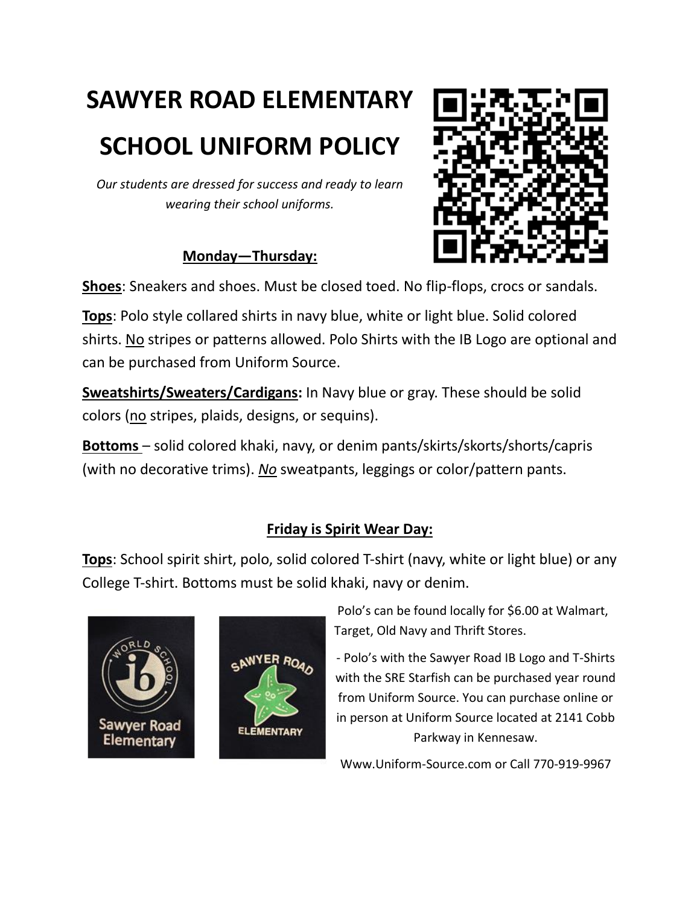# SAWYER ROAD ELEMENTARY

# SCHOOL UNIFORM POLICY

*Our students are dressed for success and ready to learn wearing their school uniforms.*

## Monday—Thursday:

**Shoes**: Sneakers and shoes. Must be closed toed. No flip-flops, crocs or sandals.

**Tops**: Polo style collared shirts in navy blue, white or light blue. Solid colored shirts. No stripes or patterns allowed. Polo Shirts with the IB Logo are optional and can be purchased from Uniform Source.

**Sweatshirts/Sweaters/Cardigans:** In Navy blue or gray. These should be solid colors (no stripes, plaids, designs, or sequins).

**Bottoms** – solid colored khaki, navy, or denim pants/skirts/skorts/shorts/capris (with no decorative trims). ***No*** sweatpants, leggings or color/pattern pants.

## Friday is Spirit Wear Day:

**Tops**: School spirit shirt, polo, solid colored T-shirt (navy, white or light blue) or any College T-shirt. Bottoms must be solid khaki, navy or denim.

Polo's can be found locally for $6.00 at Walmart, Target, Old Navy and Thrift Stores.

- Polo's with the Sawyer Road IB Logo and T-Shirts with the SRE Starfish can be purchased year round from Uniform Source. You can purchase online or in person at Uniform Source located at 2141 Cobb Parkway in Kennesaw.

Www.Uniform-Source.com or Call 770-919-9967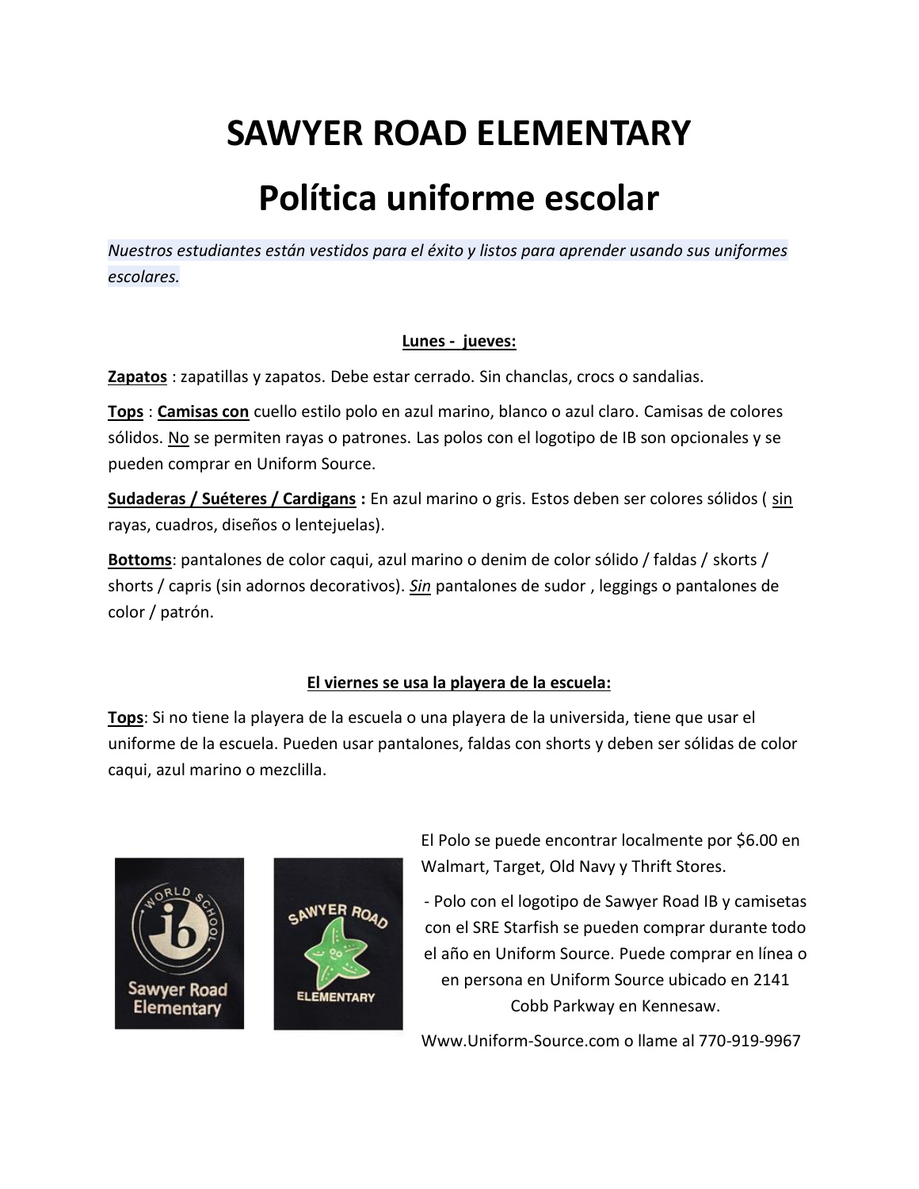# SAWYER ROAD ELEMENTARY

# Política uniforme escolar

*Nuestros estudiantes están vestidos para el éxito y listos para aprender usando sus uniformes escolares.*

**Lunes - jueves:**

**Zapatos** : zapatillas y zapatos. Debe estar cerrado. Sin chanclas, crocs o sandalias.

**Tops** : **Camisas con** cuello estilo polo en azul marino, blanco o azul claro. Camisas de colores sólidos. No se permiten rayas o patrones. Las polos con el logotipo de IB son opcionales y se pueden comprar en Uniform Source.

**Sudaderas / Suéteres / Cardigans :** En azul marino o gris. Estos deben ser colores sólidos ( sin rayas, cuadros, diseños o lentejuelas).

**Bottoms**: pantalones de color caqui, azul marino o denim de color sólido / faldas / skorts / shorts / capris (sin adornos decorativos). *Sin* pantalones de sudor , leggings o pantalones de color / patrón.

**El viernes se usa la playera de la escuela:**

**Tops**: Si no tiene la playera de la escuela o una playera de la universida, tiene que usar el uniforme de la escuela. Pueden usar pantalones, faldas con shorts y deben ser sólidas de color caqui, azul marino o mezclilla.

El Polo se puede encontrar localmente por $6.00 en Walmart, Target, Old Navy y Thrift Stores.

- Polo con el logotipo de Sawyer Road IB y camisetas con el SRE Starfish se pueden comprar durante todo el año en Uniform Source. Puede comprar en línea o en persona en Uniform Source ubicado en 2141 Cobb Parkway en Kennesaw.

Www.Uniform-Source.com o llame al 770-919-9967